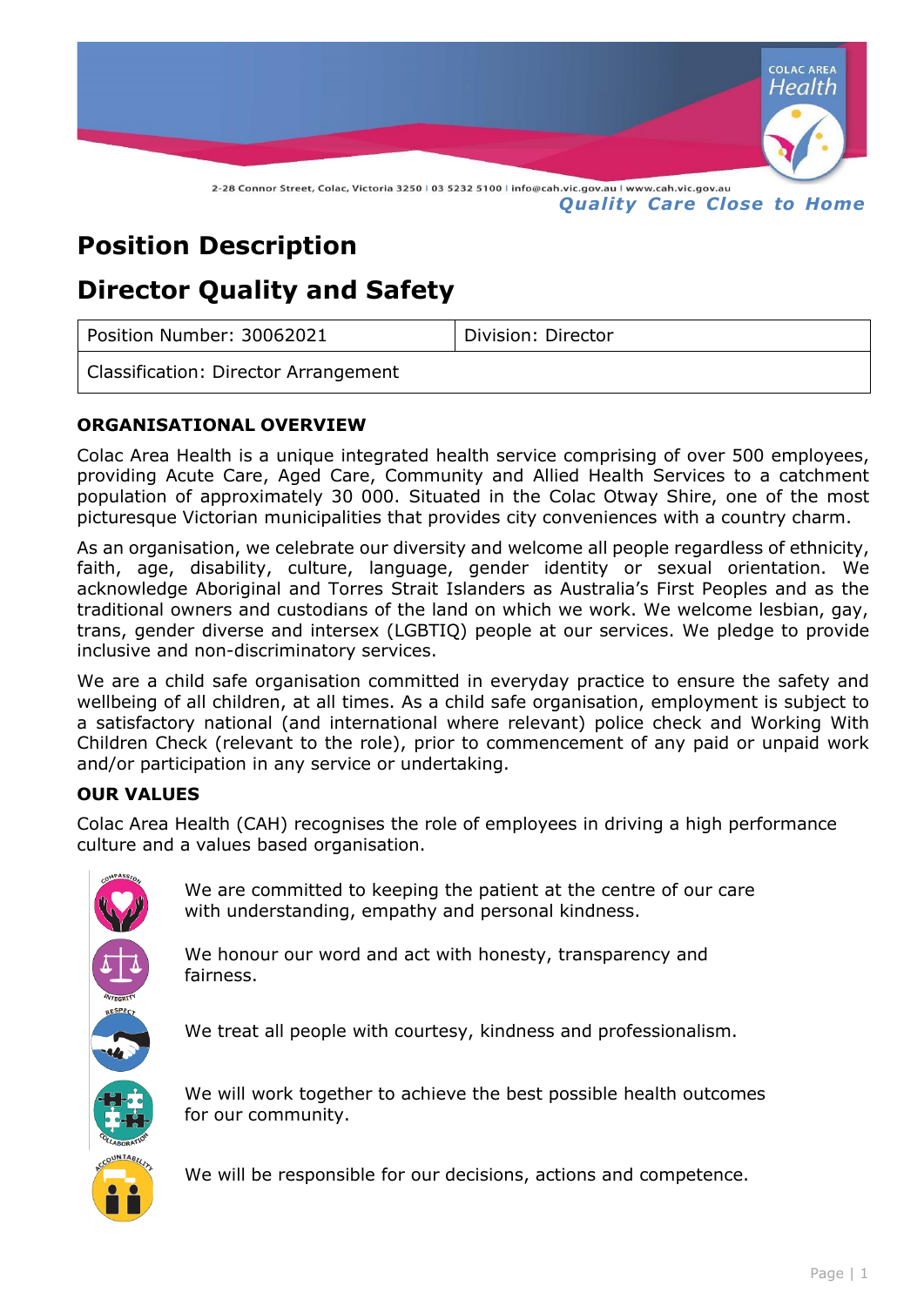2-28 Connor Street, Colac, Victoria 3250 | 03 5232 5100 | info@cah.vic.gov.au | www.cah.vic.gov.au

***Quality Care Close to Home***

# Position Description

# Director Quality and Safety

| Position Number: 30062021 | Division: Director |
|---|---|
| Classification: Director Arrangement | |

### ORGANISATIONAL OVERVIEW

Colac Area Health is a unique integrated health service comprising of over 500 employees, providing Acute Care, Aged Care, Community and Allied Health Services to a catchment population of approximately 30 000. Situated in the Colac Otway Shire, one of the most picturesque Victorian municipalities that provides city conveniences with a country charm.

As an organisation, we celebrate our diversity and welcome all people regardless of ethnicity, faith, age, disability, culture, language, gender identity or sexual orientation. We acknowledge Aboriginal and Torres Strait Islanders as Australia's First Peoples and as the traditional owners and custodians of the land on which we work. We welcome lesbian, gay, trans, gender diverse and intersex (LGBTIQ) people at our services. We pledge to provide inclusive and non-discriminatory services.

We are a child safe organisation committed in everyday practice to ensure the safety and wellbeing of all children, at all times. As a child safe organisation, employment is subject to a satisfactory national (and international where relevant) police check and Working With Children Check (relevant to the role), prior to commencement of any paid or unpaid work and/or participation in any service or undertaking.

### OUR VALUES

Colac Area Health (CAH) recognises the role of employees in driving a high performance culture and a values based organisation.

- **Compassion:** We are committed to keeping the patient at the centre of our care with understanding, empathy and personal kindness.
- **Integrity:** We honour our word and act with honesty, transparency and fairness.
- **Respect:** We treat all people with courtesy, kindness and professionalism.
- **Collaboration:** We will work together to achieve the best possible health outcomes for our community.
- **Accountability:** We will be responsible for our decisions, actions and competence.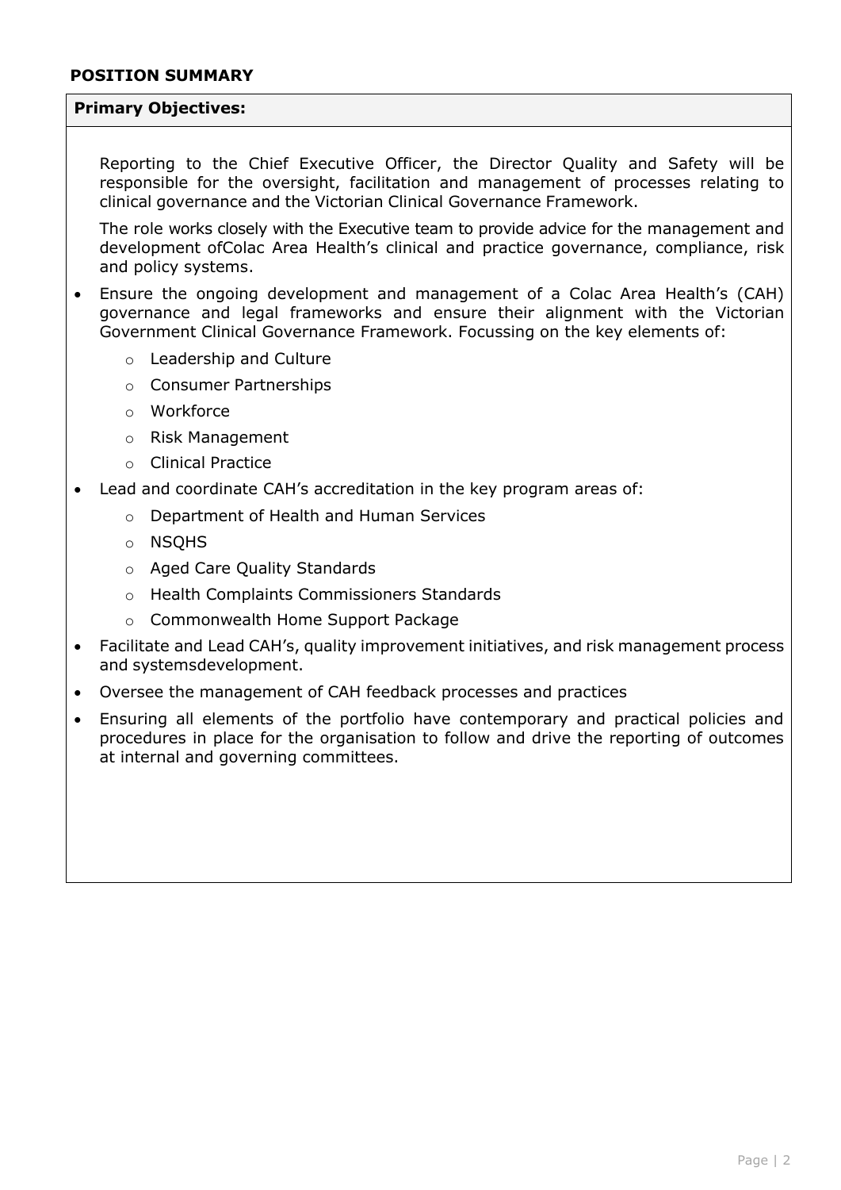## POSITION SUMMARY

**Primary Objectives:**

Reporting to the Chief Executive Officer, the Director Quality and Safety will be responsible for the oversight, facilitation and management of processes relating to clinical governance and the Victorian Clinical Governance Framework.

The role works closely with the Executive team to provide advice for the management and development ofColac Area Health's clinical and practice governance, compliance, risk and policy systems.

- Ensure the ongoing development and management of a Colac Area Health's (CAH) governance and legal frameworks and ensure their alignment with the Victorian Government Clinical Governance Framework. Focussing on the key elements of:
  - Leadership and Culture
  - Consumer Partnerships
  - Workforce
  - Risk Management
  - Clinical Practice
- Lead and coordinate CAH's accreditation in the key program areas of:
  - Department of Health and Human Services
  - NSQHS
  - Aged Care Quality Standards
  - Health Complaints Commissioners Standards
  - Commonwealth Home Support Package
- Facilitate and Lead CAH's, quality improvement initiatives, and risk management process and systemsdevelopment.
- Oversee the management of CAH feedback processes and practices
- Ensuring all elements of the portfolio have contemporary and practical policies and procedures in place for the organisation to follow and drive the reporting of outcomes at internal and governing committees.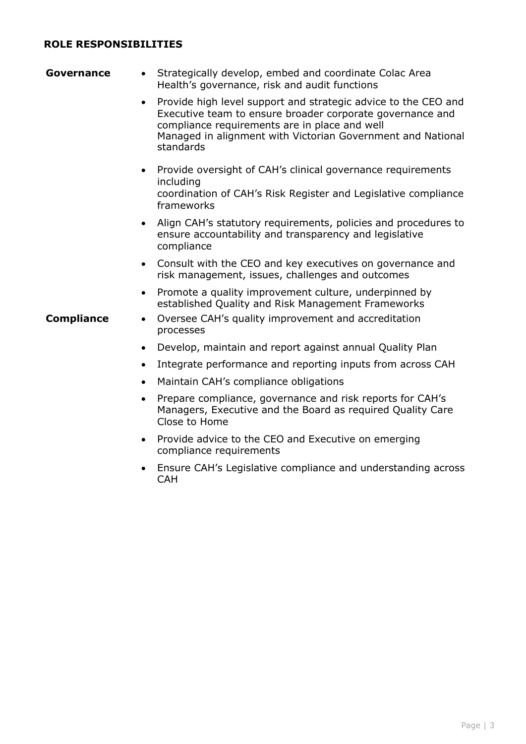**ROLE RESPONSIBILITIES**

**Governance**

- Strategically develop, embed and coordinate Colac Area Health's governance, risk and audit functions
- Provide high level support and strategic advice to the CEO and Executive team to ensure broader corporate governance and compliance requirements are in place and well Managed in alignment with Victorian Government and National standards
- Provide oversight of CAH's clinical governance requirements including coordination of CAH's Risk Register and Legislative compliance frameworks
- Align CAH's statutory requirements, policies and procedures to ensure accountability and transparency and legislative compliance
- Consult with the CEO and key executives on governance and risk management, issues, challenges and outcomes
- Promote a quality improvement culture, underpinned by established Quality and Risk Management Frameworks

**Compliance**

- Oversee CAH's quality improvement and accreditation processes
- Develop, maintain and report against annual Quality Plan
- Integrate performance and reporting inputs from across CAH
- Maintain CAH's compliance obligations
- Prepare compliance, governance and risk reports for CAH's Managers, Executive and the Board as required Quality Care Close to Home
- Provide advice to the CEO and Executive on emerging compliance requirements
- Ensure CAH's Legislative compliance and understanding across CAH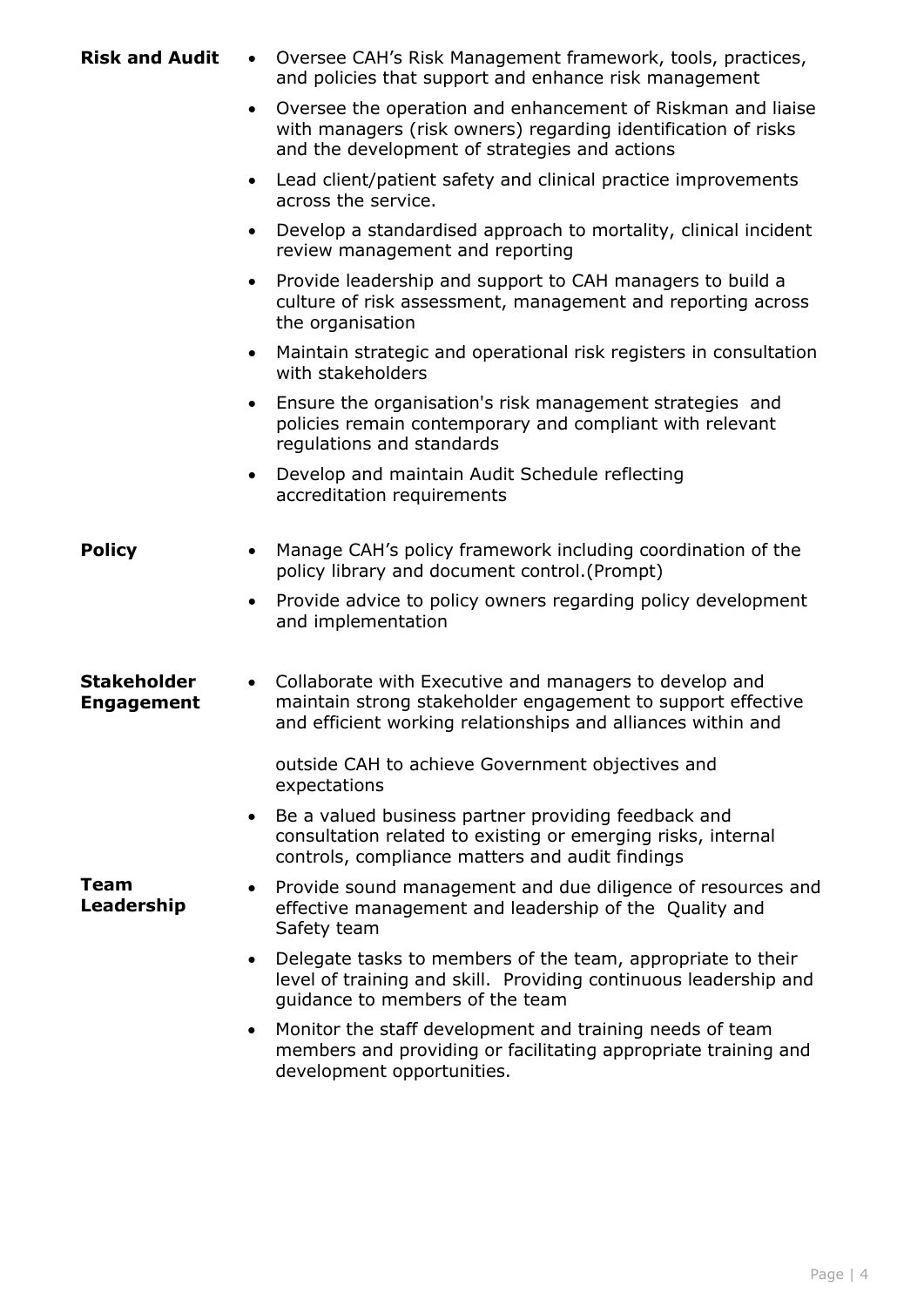**Risk and Audit**

- Oversee CAH's Risk Management framework, tools, practices, and policies that support and enhance risk management
- Oversee the operation and enhancement of Riskman and liaise with managers (risk owners) regarding identification of risks and the development of strategies and actions
- Lead client/patient safety and clinical practice improvements across the service.
- Develop a standardised approach to mortality, clinical incident review management and reporting
- Provide leadership and support to CAH managers to build a culture of risk assessment, management and reporting across the organisation
- Maintain strategic and operational risk registers in consultation with stakeholders
- Ensure the organisation's risk management strategies and policies remain contemporary and compliant with relevant regulations and standards
- Develop and maintain Audit Schedule reflecting accreditation requirements

**Policy**

- Manage CAH's policy framework including coordination of the policy library and document control.(Prompt)
- Provide advice to policy owners regarding policy development and implementation

**Stakeholder Engagement**

- Collaborate with Executive and managers to develop and maintain strong stakeholder engagement to support effective and efficient working relationships and alliances within and outside CAH to achieve Government objectives and expectations
- Be a valued business partner providing feedback and consultation related to existing or emerging risks, internal controls, compliance matters and audit findings

**Team Leadership**

- Provide sound management and due diligence of resources and effective management and leadership of the Quality and Safety team
- Delegate tasks to members of the team, appropriate to their level of training and skill. Providing continuous leadership and guidance to members of the team
- Monitor the staff development and training needs of team members and providing or facilitating appropriate training and development opportunities.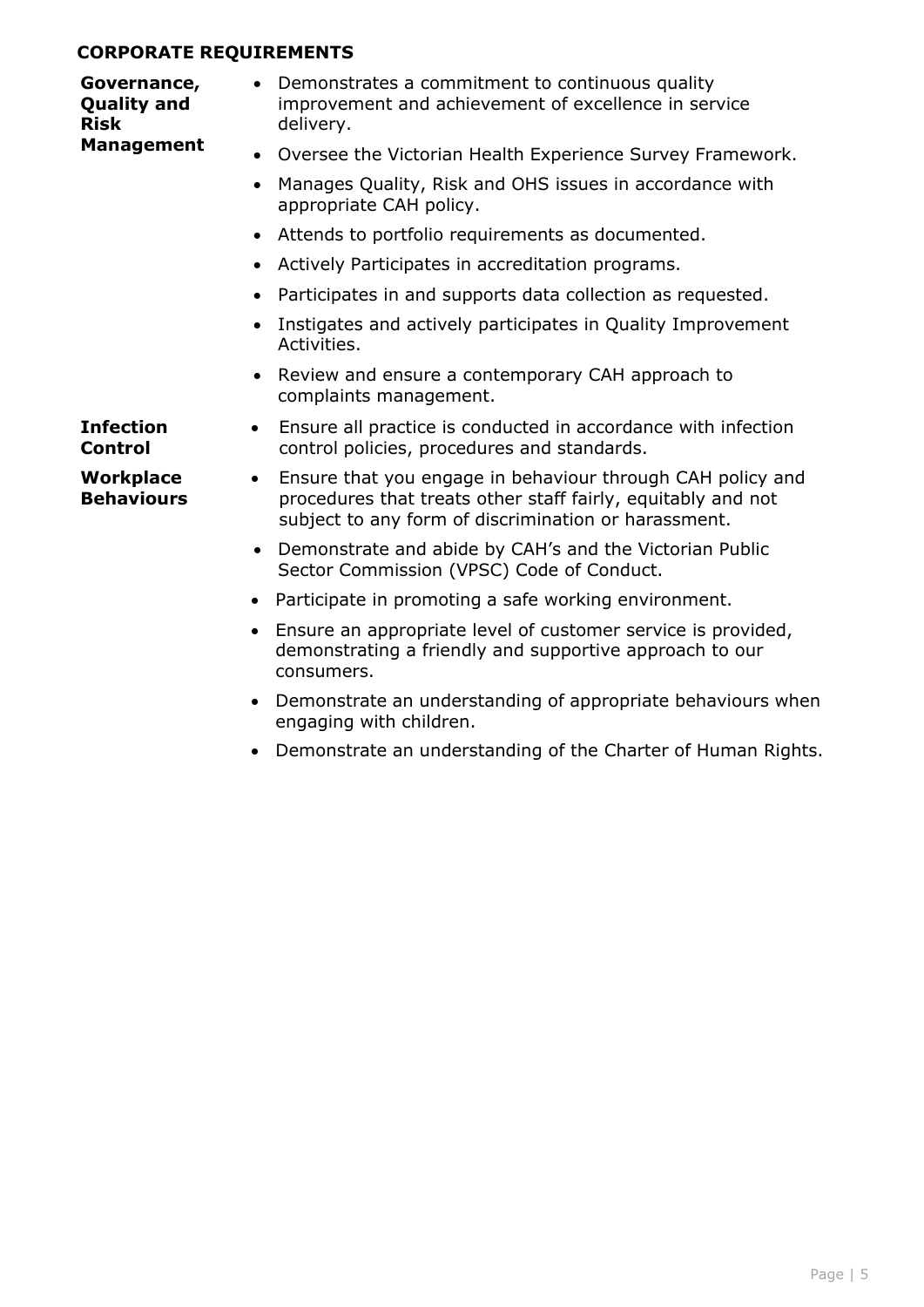## CORPORATE REQUIREMENTS

**Governance, Quality and Risk Management**

- Demonstrates a commitment to continuous quality improvement and achievement of excellence in service delivery.
- Oversee the Victorian Health Experience Survey Framework.
- Manages Quality, Risk and OHS issues in accordance with appropriate CAH policy.
- Attends to portfolio requirements as documented.
- Actively Participates in accreditation programs.
- Participates in and supports data collection as requested.
- Instigates and actively participates in Quality Improvement Activities.
- Review and ensure a contemporary CAH approach to complaints management.

**Infection Control**

- Ensure all practice is conducted in accordance with infection control policies, procedures and standards.

**Workplace Behaviours**

- Ensure that you engage in behaviour through CAH policy and procedures that treats other staff fairly, equitably and not subject to any form of discrimination or harassment.
- Demonstrate and abide by CAH's and the Victorian Public Sector Commission (VPSC) Code of Conduct.
- Participate in promoting a safe working environment.
- Ensure an appropriate level of customer service is provided, demonstrating a friendly and supportive approach to our consumers.
- Demonstrate an understanding of appropriate behaviours when engaging with children.
- Demonstrate an understanding of the Charter of Human Rights.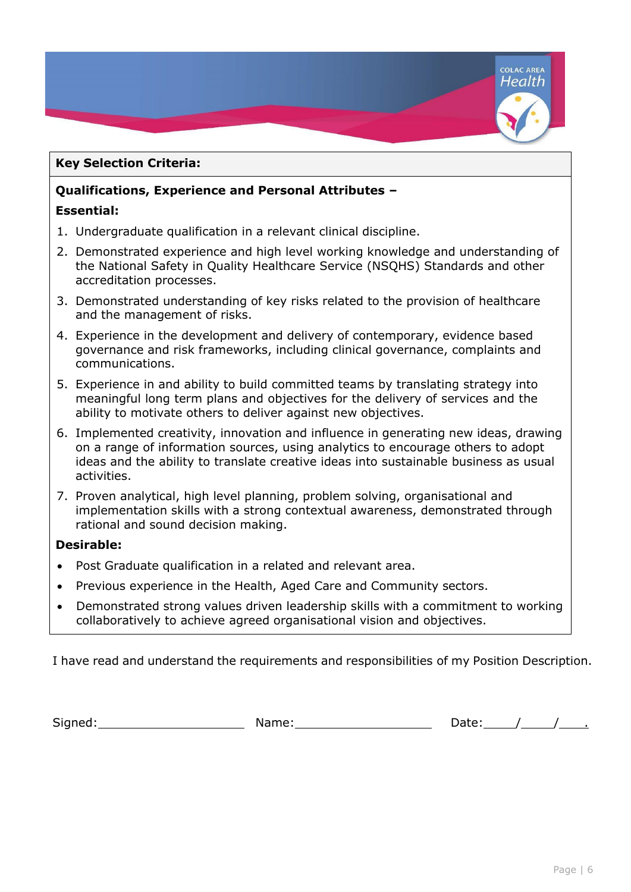**Key Selection Criteria:**

**Qualifications, Experience and Personal Attributes –**

**Essential:**

1. Undergraduate qualification in a relevant clinical discipline.
2. Demonstrated experience and high level working knowledge and understanding of the National Safety in Quality Healthcare Service (NSQHS) Standards and other accreditation processes.
3. Demonstrated understanding of key risks related to the provision of healthcare and the management of risks.
4. Experience in the development and delivery of contemporary, evidence based governance and risk frameworks, including clinical governance, complaints and communications.
5. Experience in and ability to build committed teams by translating strategy into meaningful long term plans and objectives for the delivery of services and the ability to motivate others to deliver against new objectives.
6. Implemented creativity, innovation and influence in generating new ideas, drawing on a range of information sources, using analytics to encourage others to adopt ideas and the ability to translate creative ideas into sustainable business as usual activities.
7. Proven analytical, high level planning, problem solving, organisational and implementation skills with a strong contextual awareness, demonstrated through rational and sound decision making.

**Desirable:**

- Post Graduate qualification in a related and relevant area.
- Previous experience in the Health, Aged Care and Community sectors.
- Demonstrated strong values driven leadership skills with a commitment to working collaboratively to achieve agreed organisational vision and objectives.

I have read and understand the requirements and responsibilities of my Position Description.

Signed:\_\_\_\_\_\_\_\_\_\_\_\_\_\_\_\_\_\_\_\_ Name:\_\_\_\_\_\_\_\_\_\_\_\_\_\_\_\_\_\_\_\_ Date:\_\_\_\_/\_\_\_\_/\_\_\_\_.